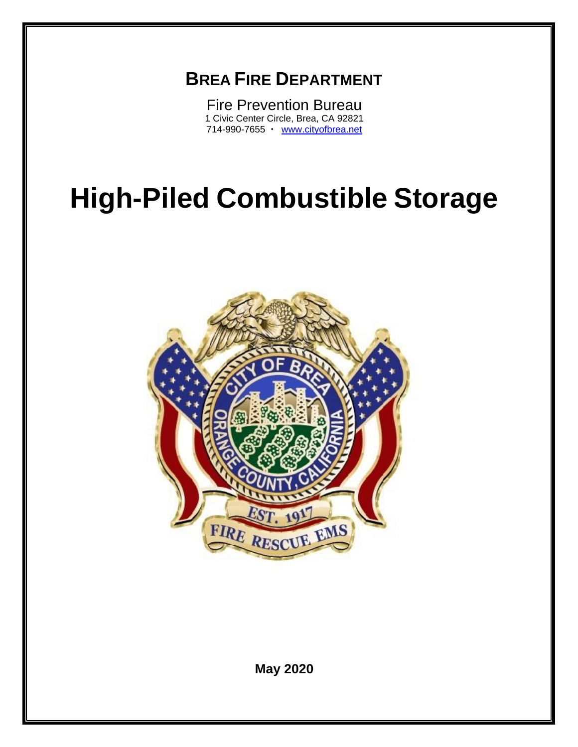# BREA FIRE DEPARTMENT

Fire Prevention Bureau
1 Civic Center Circle, Brea, CA 92821
714-990-7655 · www.cityofbrea.net

# High-Piled Combustible Storage

**May 2020**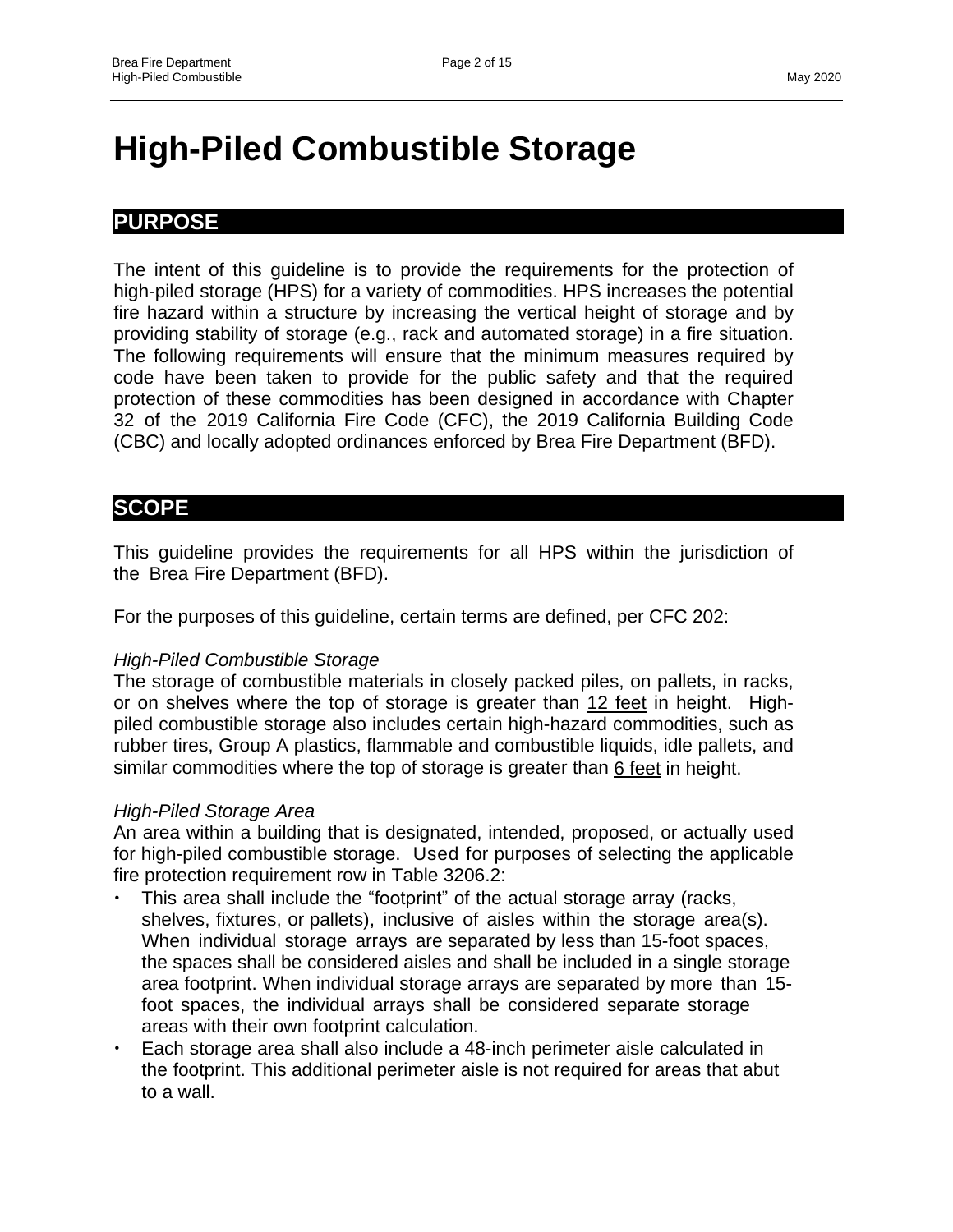# High-Piled Combustible Storage

## PURPOSE

The intent of this guideline is to provide the requirements for the protection of high-piled storage (HPS) for a variety of commodities. HPS increases the potential fire hazard within a structure by increasing the vertical height of storage and by providing stability of storage (e.g., rack and automated storage) in a fire situation. The following requirements will ensure that the minimum measures required by code have been taken to provide for the public safety and that the required protection of these commodities has been designed in accordance with Chapter 32 of the 2019 California Fire Code (CFC), the 2019 California Building Code (CBC) and locally adopted ordinances enforced by Brea Fire Department (BFD).

## SCOPE

This guideline provides the requirements for all HPS within the jurisdiction of the Brea Fire Department (BFD).

For the purposes of this guideline, certain terms are defined, per CFC 202:

*High-Piled Combustible Storage*

The storage of combustible materials in closely packed piles, on pallets, in racks, or on shelves where the top of storage is greater than <u>12 feet</u> in height. High-piled combustible storage also includes certain high-hazard commodities, such as rubber tires, Group A plastics, flammable and combustible liquids, idle pallets, and similar commodities where the top of storage is greater than <u>6 feet</u> in height.

*High-Piled Storage Area*

An area within a building that is designated, intended, proposed, or actually used for high-piled combustible storage. Used for purposes of selecting the applicable fire protection requirement row in Table 3206.2:

- This area shall include the "footprint" of the actual storage array (racks, shelves, fixtures, or pallets), inclusive of aisles within the storage area(s). When individual storage arrays are separated by less than 15-foot spaces, the spaces shall be considered aisles and shall be included in a single storage area footprint. When individual storage arrays are separated by more than 15-foot spaces, the individual arrays shall be considered separate storage areas with their own footprint calculation.
- Each storage area shall also include a 48-inch perimeter aisle calculated in the footprint. This additional perimeter aisle is not required for areas that abut to a wall.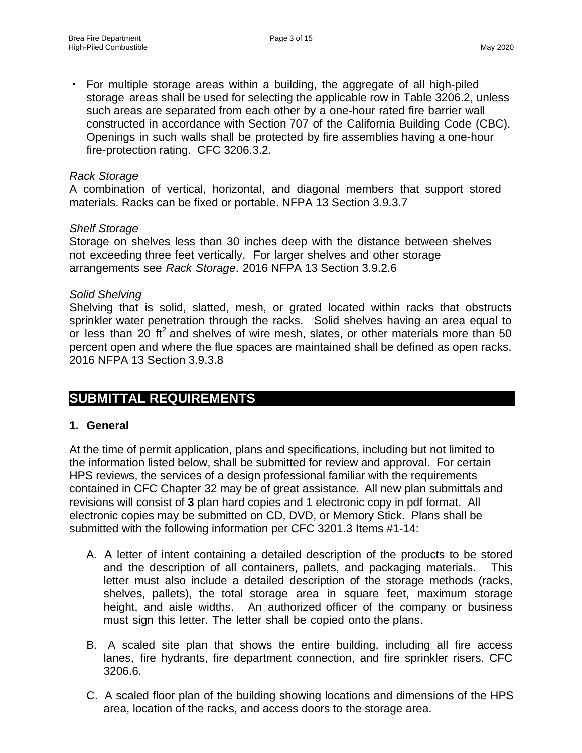- For multiple storage areas within a building, the aggregate of all high-piled storage areas shall be used for selecting the applicable row in Table 3206.2, unless such areas are separated from each other by a one-hour rated fire barrier wall constructed in accordance with Section 707 of the California Building Code (CBC). Openings in such walls shall be protected by fire assemblies having a one-hour fire-protection rating. CFC 3206.3.2.

*Rack Storage*
A combination of vertical, horizontal, and diagonal members that support stored materials. Racks can be fixed or portable. NFPA 13 Section 3.9.3.7

*Shelf Storage*
Storage on shelves less than 30 inches deep with the distance between shelves not exceeding three feet vertically. For larger shelves and other storage arrangements see *Rack Storage*. 2016 NFPA 13 Section 3.9.2.6

*Solid Shelving*
Shelving that is solid, slatted, mesh, or grated located within racks that obstructs sprinkler water penetration through the racks. Solid shelves having an area equal to or less than 20 $ft^2$ and shelves of wire mesh, slates, or other materials more than 50 percent open and where the flue spaces are maintained shall be defined as open racks. 2016 NFPA 13 Section 3.9.3.8

## SUBMITTAL REQUIREMENTS

### 1. General

At the time of permit application, plans and specifications, including but not limited to the information listed below, shall be submitted for review and approval. For certain HPS reviews, the services of a design professional familiar with the requirements contained in CFC Chapter 32 may be of great assistance. All new plan submittals and revisions will consist of **3** plan hard copies and 1 electronic copy in pdf format. All electronic copies may be submitted on CD, DVD, or Memory Stick. Plans shall be submitted with the following information per CFC 3201.3 Items #1-14:

A. A letter of intent containing a detailed description of the products to be stored and the description of all containers, pallets, and packaging materials. This letter must also include a detailed description of the storage methods (racks, shelves, pallets), the total storage area in square feet, maximum storage height, and aisle widths. An authorized officer of the company or business must sign this letter. The letter shall be copied onto the plans.

B. A scaled site plan that shows the entire building, including all fire access lanes, fire hydrants, fire department connection, and fire sprinkler risers. CFC 3206.6.

C. A scaled floor plan of the building showing locations and dimensions of the HPS area, location of the racks, and access doors to the storage area.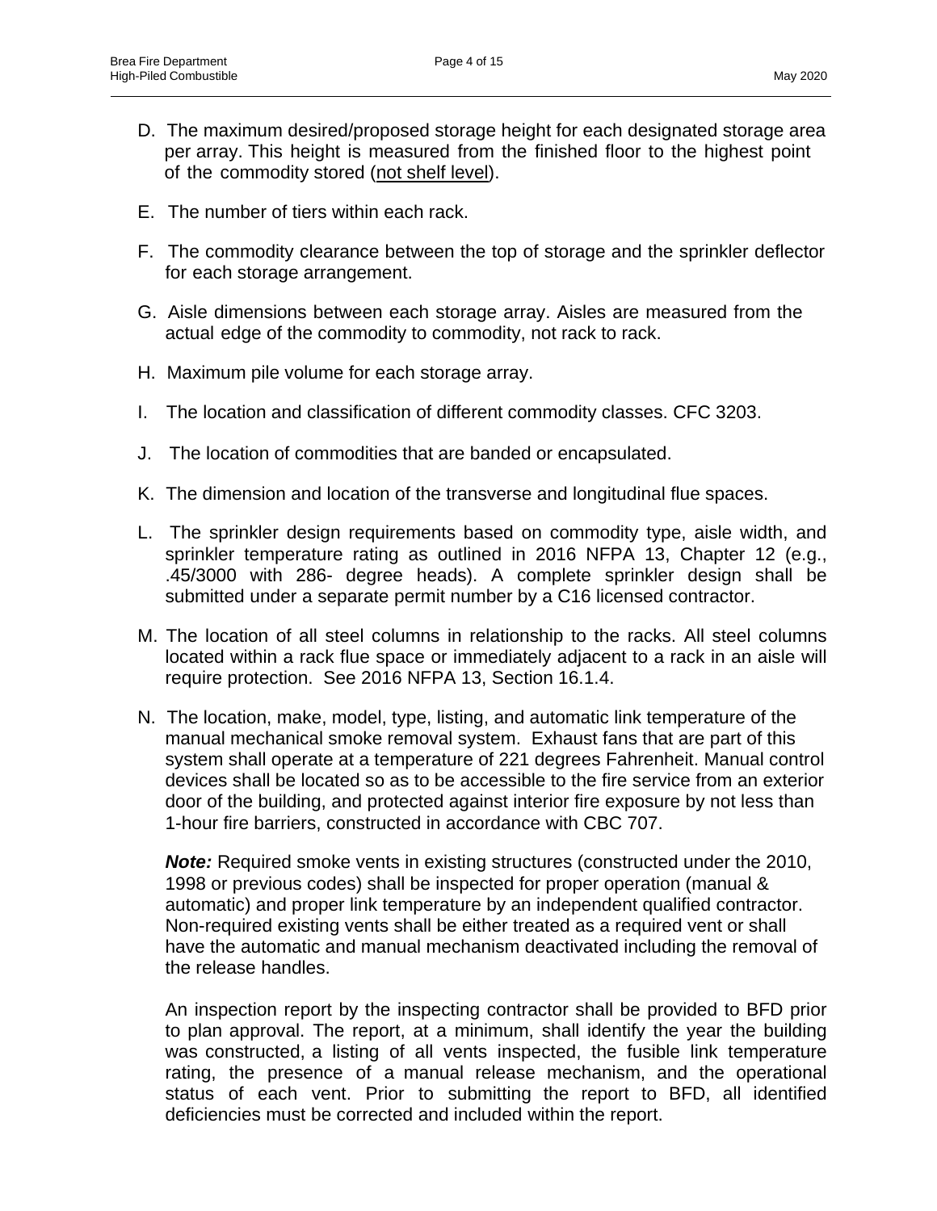D. The maximum desired/proposed storage height for each designated storage area per array. This height is measured from the finished floor to the highest point of the commodity stored (<u>not shelf level</u>).

E. The number of tiers within each rack.

F. The commodity clearance between the top of storage and the sprinkler deflector for each storage arrangement.

G. Aisle dimensions between each storage array. Aisles are measured from the actual edge of the commodity to commodity, not rack to rack.

H. Maximum pile volume for each storage array.

I. The location and classification of different commodity classes. CFC 3203.

J. The location of commodities that are banded or encapsulated.

K. The dimension and location of the transverse and longitudinal flue spaces.

L. The sprinkler design requirements based on commodity type, aisle width, and sprinkler temperature rating as outlined in 2016 NFPA 13, Chapter 12 (e.g., .45/3000 with 286- degree heads). A complete sprinkler design shall be submitted under a separate permit number by a C16 licensed contractor.

M. The location of all steel columns in relationship to the racks. All steel columns located within a rack flue space or immediately adjacent to a rack in an aisle will require protection. See 2016 NFPA 13, Section 16.1.4.

N. The location, make, model, type, listing, and automatic link temperature of the manual mechanical smoke removal system. Exhaust fans that are part of this system shall operate at a temperature of 221 degrees Fahrenheit. Manual control devices shall be located so as to be accessible to the fire service from an exterior door of the building, and protected against interior fire exposure by not less than 1-hour fire barriers, constructed in accordance with CBC 707.

   ***Note:*** Required smoke vents in existing structures (constructed under the 2010, 1998 or previous codes) shall be inspected for proper operation (manual & automatic) and proper link temperature by an independent qualified contractor. Non-required existing vents shall be either treated as a required vent or shall have the automatic and manual mechanism deactivated including the removal of the release handles.

   An inspection report by the inspecting contractor shall be provided to BFD prior to plan approval. The report, at a minimum, shall identify the year the building was constructed, a listing of all vents inspected, the fusible link temperature rating, the presence of a manual release mechanism, and the operational status of each vent. Prior to submitting the report to BFD, all identified deficiencies must be corrected and included within the report.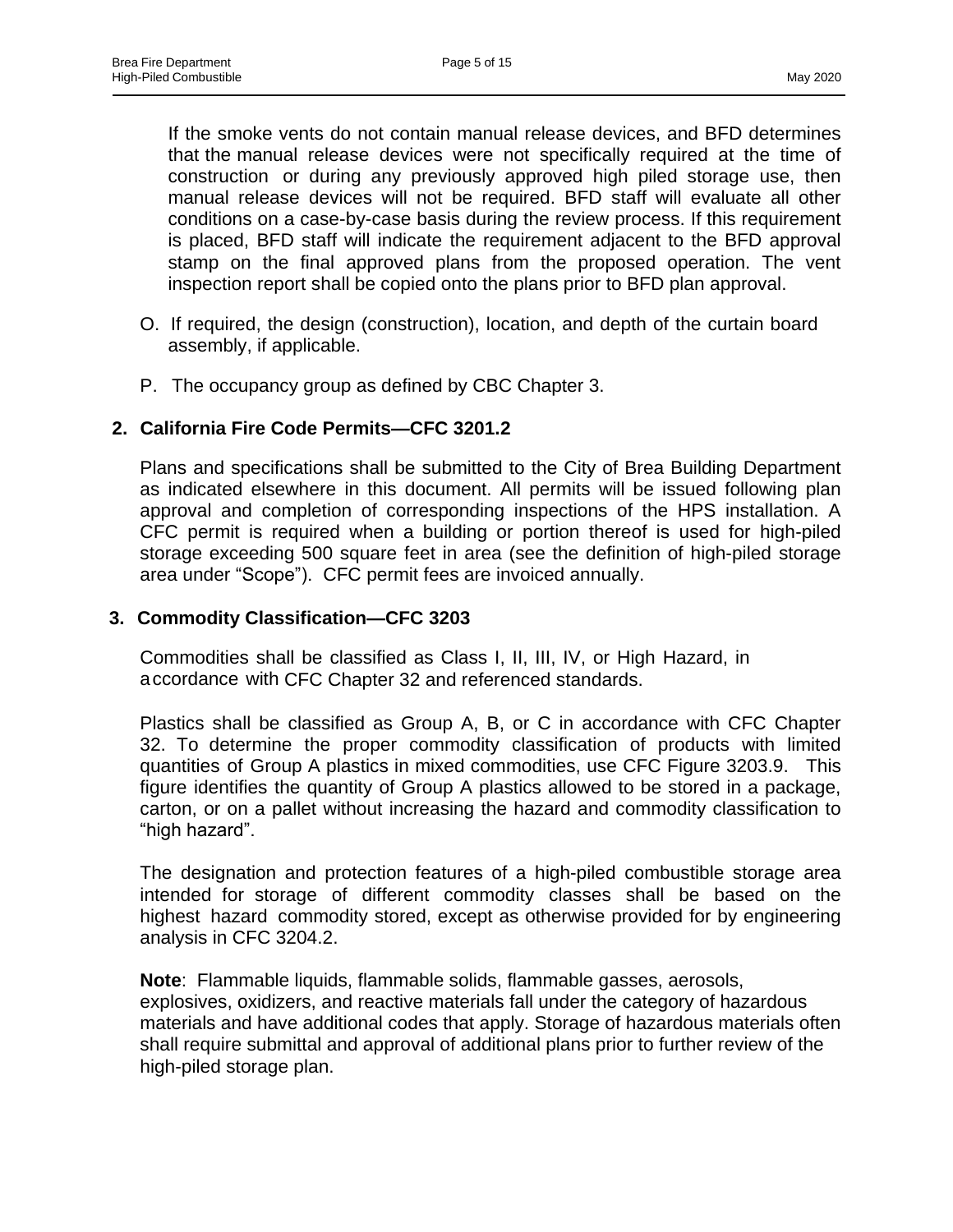If the smoke vents do not contain manual release devices, and BFD determines that the manual release devices were not specifically required at the time of construction or during any previously approved high piled storage use, then manual release devices will not be required. BFD staff will evaluate all other conditions on a case-by-case basis during the review process. If this requirement is placed, BFD staff will indicate the requirement adjacent to the BFD approval stamp on the final approved plans from the proposed operation. The vent inspection report shall be copied onto the plans prior to BFD plan approval.

O. If required, the design (construction), location, and depth of the curtain board assembly, if applicable.

P. The occupancy group as defined by CBC Chapter 3.

## 2. California Fire Code Permits—CFC 3201.2

Plans and specifications shall be submitted to the City of Brea Building Department as indicated elsewhere in this document. All permits will be issued following plan approval and completion of corresponding inspections of the HPS installation. A CFC permit is required when a building or portion thereof is used for high-piled storage exceeding 500 square feet in area (see the definition of high-piled storage area under "Scope"). CFC permit fees are invoiced annually.

## 3. Commodity Classification—CFC 3203

Commodities shall be classified as Class I, II, III, IV, or High Hazard, in accordance with CFC Chapter 32 and referenced standards.

Plastics shall be classified as Group A, B, or C in accordance with CFC Chapter 32. To determine the proper commodity classification of products with limited quantities of Group A plastics in mixed commodities, use CFC Figure 3203.9. This figure identifies the quantity of Group A plastics allowed to be stored in a package, carton, or on a pallet without increasing the hazard and commodity classification to "high hazard".

The designation and protection features of a high-piled combustible storage area intended for storage of different commodity classes shall be based on the highest hazard commodity stored, except as otherwise provided for by engineering analysis in CFC 3204.2.

**Note**: Flammable liquids, flammable solids, flammable gasses, aerosols, explosives, oxidizers, and reactive materials fall under the category of hazardous materials and have additional codes that apply. Storage of hazardous materials often shall require submittal and approval of additional plans prior to further review of the high-piled storage plan.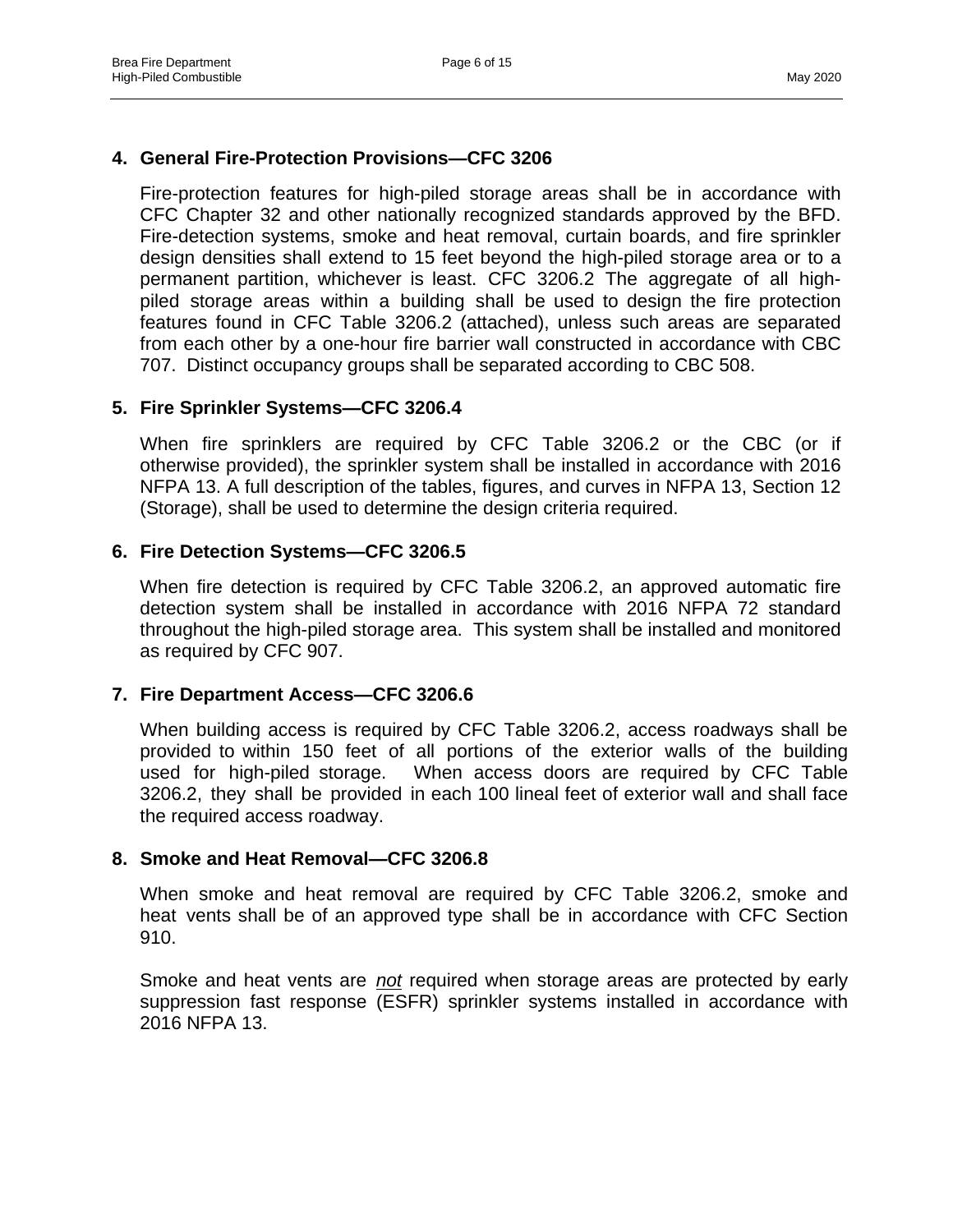## 4. General Fire-Protection Provisions—CFC 3206

Fire-protection features for high-piled storage areas shall be in accordance with CFC Chapter 32 and other nationally recognized standards approved by the BFD. Fire-detection systems, smoke and heat removal, curtain boards, and fire sprinkler design densities shall extend to 15 feet beyond the high-piled storage area or to a permanent partition, whichever is least. CFC 3206.2 The aggregate of all high-piled storage areas within a building shall be used to design the fire protection features found in CFC Table 3206.2 (attached), unless such areas are separated from each other by a one-hour fire barrier wall constructed in accordance with CBC 707. Distinct occupancy groups shall be separated according to CBC 508.

## 5. Fire Sprinkler Systems—CFC 3206.4

When fire sprinklers are required by CFC Table 3206.2 or the CBC (or if otherwise provided), the sprinkler system shall be installed in accordance with 2016 NFPA 13. A full description of the tables, figures, and curves in NFPA 13, Section 12 (Storage), shall be used to determine the design criteria required.

## 6. Fire Detection Systems—CFC 3206.5

When fire detection is required by CFC Table 3206.2, an approved automatic fire detection system shall be installed in accordance with 2016 NFPA 72 standard throughout the high-piled storage area. This system shall be installed and monitored as required by CFC 907.

## 7. Fire Department Access—CFC 3206.6

When building access is required by CFC Table 3206.2, access roadways shall be provided to within 150 feet of all portions of the exterior walls of the building used for high-piled storage. When access doors are required by CFC Table 3206.2, they shall be provided in each 100 lineal feet of exterior wall and shall face the required access roadway.

## 8. Smoke and Heat Removal—CFC 3206.8

When smoke and heat removal are required by CFC Table 3206.2, smoke and heat vents shall be of an approved type shall be in accordance with CFC Section 910.

Smoke and heat vents are *not* required when storage areas are protected by early suppression fast response (ESFR) sprinkler systems installed in accordance with 2016 NFPA 13.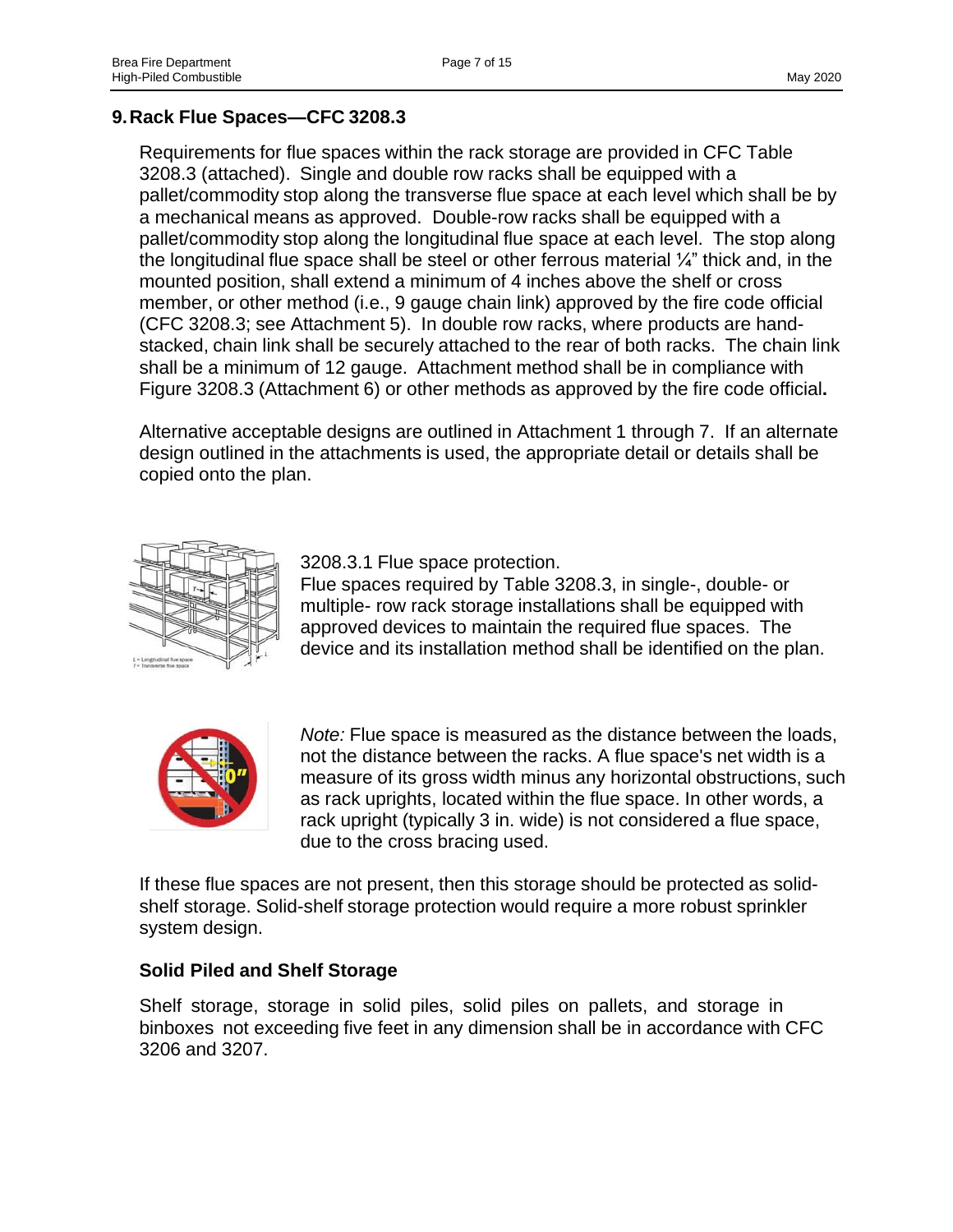## 9. Rack Flue Spaces—CFC 3208.3

Requirements for flue spaces within the rack storage are provided in CFC Table 3208.3 (attached). Single and double row racks shall be equipped with a pallet/commodity stop along the transverse flue space at each level which shall be by a mechanical means as approved. Double-row racks shall be equipped with a pallet/commodity stop along the longitudinal flue space at each level. The stop along the longitudinal flue space shall be steel or other ferrous material ¼" thick and, in the mounted position, shall extend a minimum of 4 inches above the shelf or cross member, or other method (i.e., 9 gauge chain link) approved by the fire code official (CFC 3208.3; see Attachment 5). In double row racks, where products are hand-stacked, chain link shall be securely attached to the rear of both racks. The chain link shall be a minimum of 12 gauge. Attachment method shall be in compliance with Figure 3208.3 (Attachment 6) or other methods as approved by the fire code official**.**

Alternative acceptable designs are outlined in Attachment 1 through 7. If an alternate design outlined in the attachments is used, the appropriate detail or details shall be copied onto the plan.

L = Longitudinal flue space
T = Transverse flue space

3208.3.1 Flue space protection.
Flue spaces required by Table 3208.3, in single-, double- or multiple- row rack storage installations shall be equipped with approved devices to maintain the required flue spaces. The device and its installation method shall be identified on the plan.

*Note:* Flue space is measured as the distance between the loads, not the distance between the racks. A flue space's net width is a measure of its gross width minus any horizontal obstructions, such as rack uprights, located within the flue space. In other words, a rack upright (typically 3 in. wide) is not considered a flue space, due to the cross bracing used.

If these flue spaces are not present, then this storage should be protected as solid-shelf storage. Solid-shelf storage protection would require a more robust sprinkler system design.

### Solid Piled and Shelf Storage

Shelf storage, storage in solid piles, solid piles on pallets, and storage in binboxes not exceeding five feet in any dimension shall be in accordance with CFC 3206 and 3207.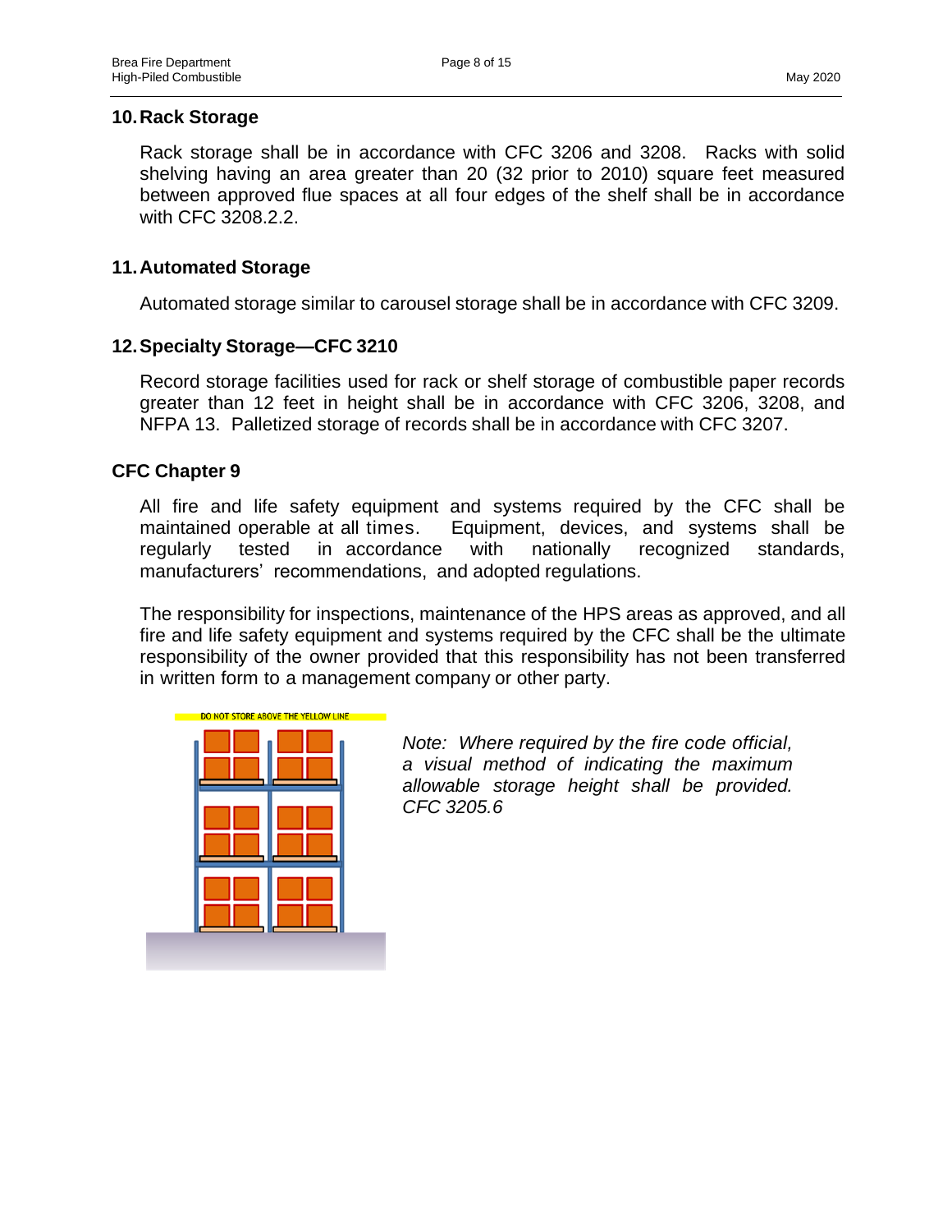## 10. Rack Storage

Rack storage shall be in accordance with CFC 3206 and 3208. Racks with solid shelving having an area greater than 20 (32 prior to 2010) square feet measured between approved flue spaces at all four edges of the shelf shall be in accordance with CFC 3208.2.2.

## 11. Automated Storage

Automated storage similar to carousel storage shall be in accordance with CFC 3209.

## 12. Specialty Storage—CFC 3210

Record storage facilities used for rack or shelf storage of combustible paper records greater than 12 feet in height shall be in accordance with CFC 3206, 3208, and NFPA 13. Palletized storage of records shall be in accordance with CFC 3207.

## CFC Chapter 9

All fire and life safety equipment and systems required by the CFC shall be maintained operable at all times. Equipment, devices, and systems shall be regularly tested in accordance with nationally recognized standards, manufacturers' recommendations, and adopted regulations.

The responsibility for inspections, maintenance of the HPS areas as approved, and all fire and life safety equipment and systems required by the CFC shall be the ultimate responsibility of the owner provided that this responsibility has not been transferred in written form to a management company or other party.

DO NOT STORE ABOVE THE YELLOW LINE

*Note: Where required by the fire code official, a visual method of indicating the maximum allowable storage height shall be provided. CFC 3205.6*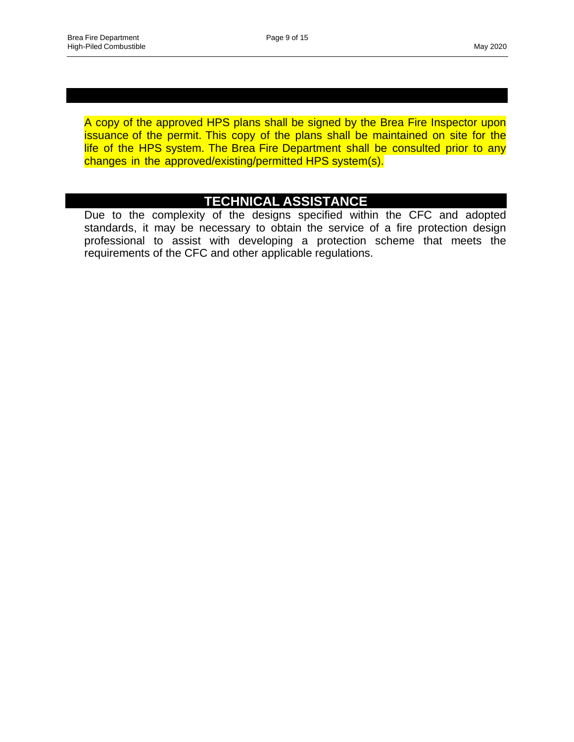A copy of the approved HPS plans shall be signed by the Brea Fire Inspector upon issuance of the permit. This copy of the plans shall be maintained on site for the life of the HPS system. The Brea Fire Department shall be consulted prior to any changes in the approved/existing/permitted HPS system(s).

## TECHNICAL ASSISTANCE

Due to the complexity of the designs specified within the CFC and adopted standards, it may be necessary to obtain the service of a fire protection design professional to assist with developing a protection scheme that meets the requirements of the CFC and other applicable regulations.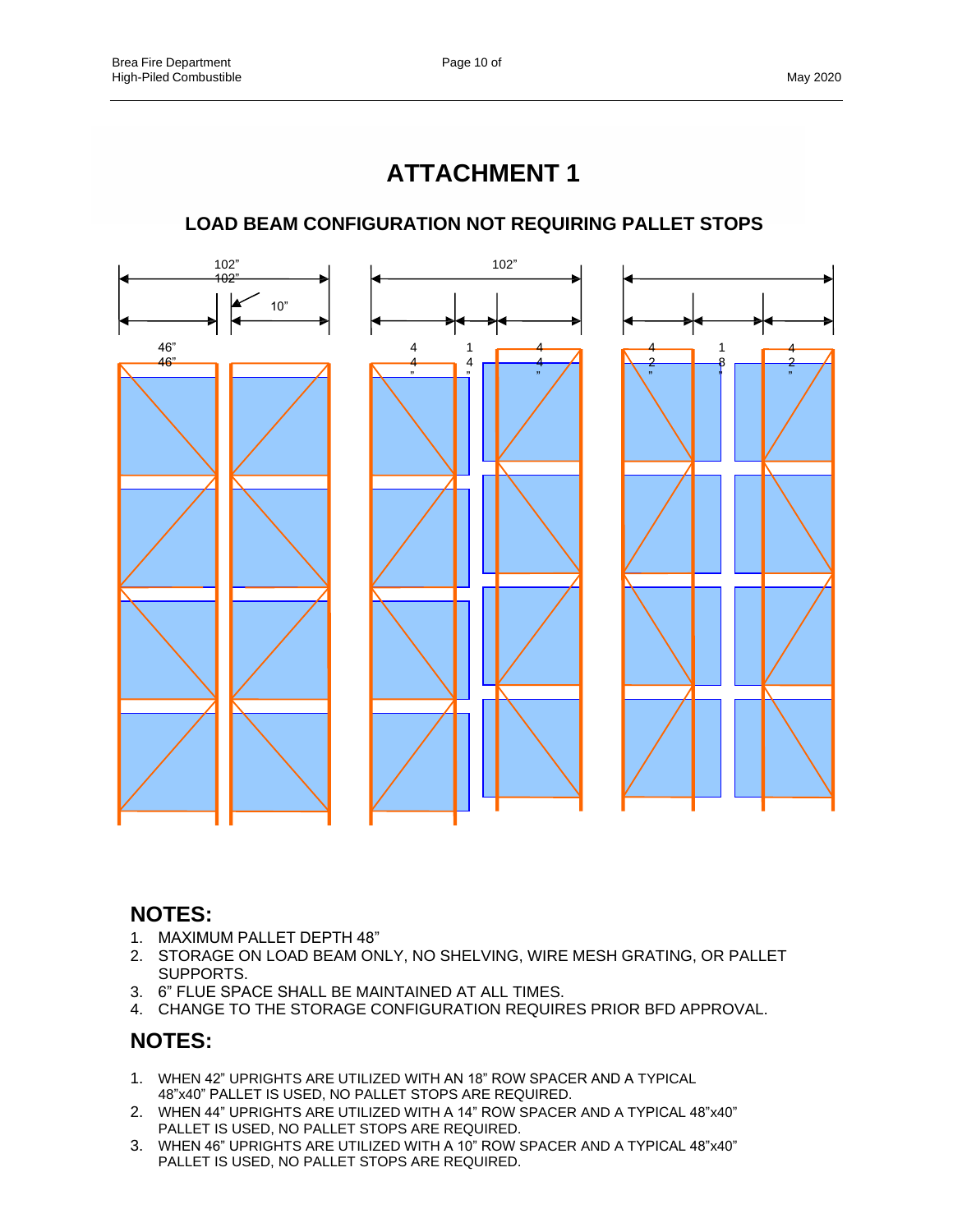# ATTACHMENT 1

## LOAD BEAM CONFIGURATION NOT REQUIRING PALLET STOPS

102” 102” 10” 46” 46”

102” 44” 14” 44”

42” 18” 42”

## NOTES:

1. MAXIMUM PALLET DEPTH 48”
2. STORAGE ON LOAD BEAM ONLY, NO SHELVING, WIRE MESH GRATING, OR PALLET SUPPORTS.
3. 6” FLUE SPACE SHALL BE MAINTAINED AT ALL TIMES.
4. CHANGE TO THE STORAGE CONFIGURATION REQUIRES PRIOR BFD APPROVAL.

## NOTES:

1. WHEN 42” UPRIGHTS ARE UTILIZED WITH AN 18” ROW SPACER AND A TYPICAL 48”x40” PALLET IS USED, NO PALLET STOPS ARE REQUIRED.
2. WHEN 44” UPRIGHTS ARE UTILIZED WITH A 14” ROW SPACER AND A TYPICAL 48”x40” PALLET IS USED, NO PALLET STOPS ARE REQUIRED.
3. WHEN 46” UPRIGHTS ARE UTILIZED WITH A 10” ROW SPACER AND A TYPICAL 48”x40” PALLET IS USED, NO PALLET STOPS ARE REQUIRED.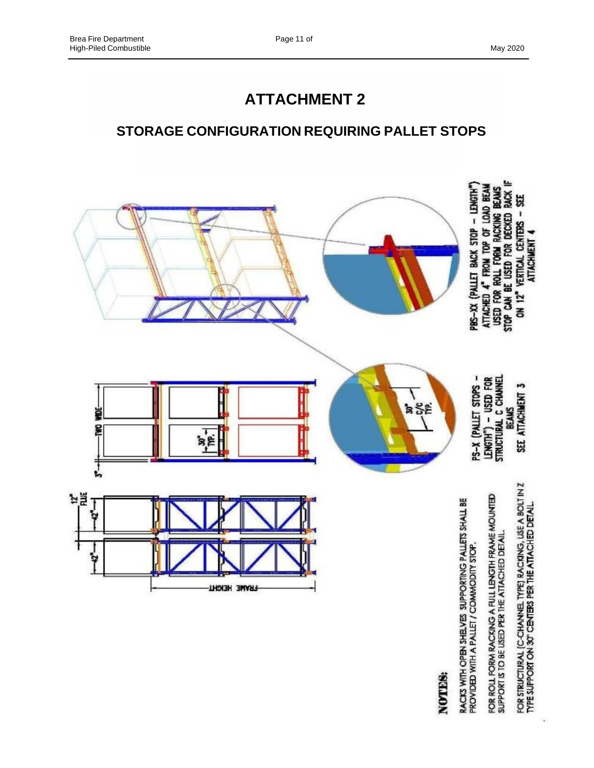# ATTACHMENT 2

## STORAGE CONFIGURATION REQUIRING PALLET STOPS

PBS-XX (PALLET BACK STOP – LENGTH") ATTACHED 4" FROM TOP OF LOAD BEAM USED FOR ROLL FORM RACKING BEAMS STOP CAN BE USED FOR DECKED RACK IF ON 12" VERTICAL CENTERS – SEE ATTACHMENT 4

PS-X (PALLET STOPS – LENGTH") – USED FOR STRUCTURAL C CHANNEL BEAMS SEE ATTACHMENT 3

30" C/C TYP.

TWO WIDE

30" TYP.

3"

12" FLUE

42"

42"

FRAME HEIGHT

**NOTES:**

RACKS WITH OPEN SHELVES SUPPORTING PALLETS SHALL BE PROVIDED WITH A PALLET / COMMODITY STOP.

FOR ROLL FORM RACKING A FULL LENGTH FRAME MOUNTED SUPPORT IS TO BE USED PER THE ATTACHED DETAIL.

FOR STRUCTURAL (C-CHANNEL TYPE) RACKING, USE A BOLT IN Z TYPE SUPPORT ON 30" CENTERS PER THE ATTACHED DETAIL.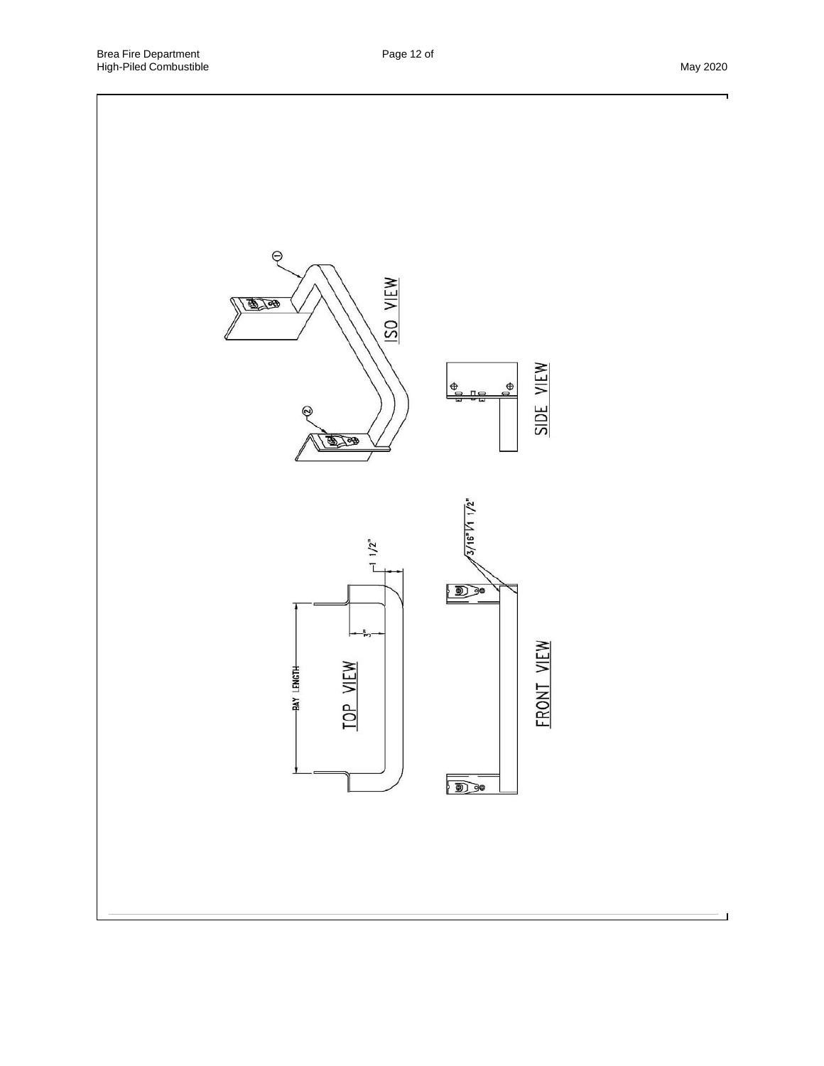ISO VIEW

SIDE VIEW

TOP VIEW

BAY LENGTH

1 1/2"

3"

3/16" 1 1/2"

FRONT VIEW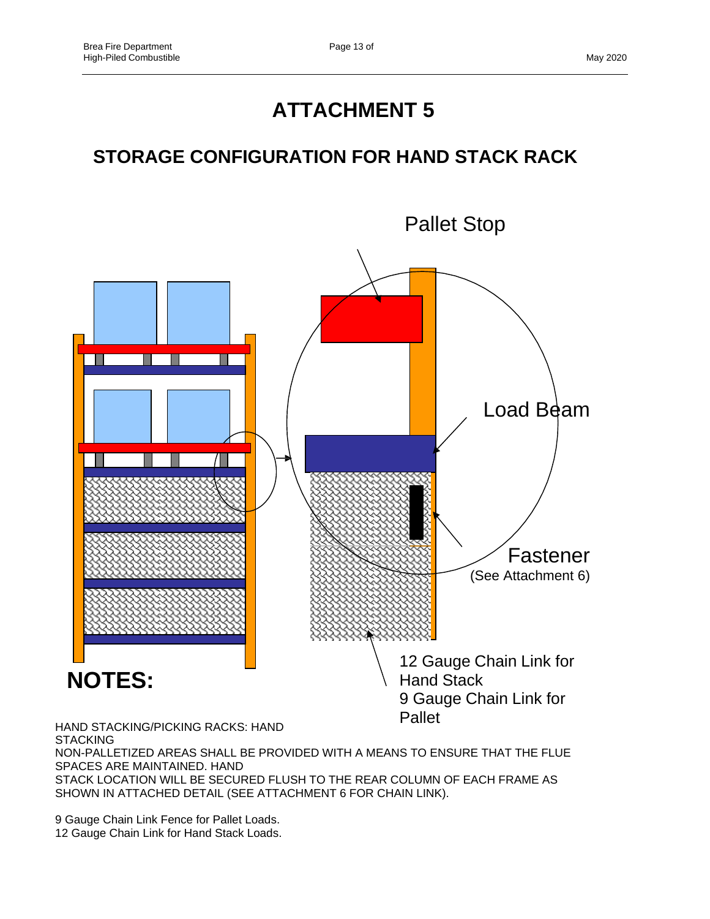# ATTACHMENT 5

## STORAGE CONFIGURATION FOR HAND STACK RACK

Pallet Stop

Load Beam

Fastener
(See Attachment 6)

12 Gauge Chain Link for Hand Stack
9 Gauge Chain Link for Pallet

**NOTES:**

HAND STACKING/PICKING RACKS: HAND STACKING
NON-PALLETIZED AREAS SHALL BE PROVIDED WITH A MEANS TO ENSURE THAT THE FLUE SPACES ARE MAINTAINED. HAND
STACK LOCATION WILL BE SECURED FLUSH TO THE REAR COLUMN OF EACH FRAME AS SHOWN IN ATTACHED DETAIL (SEE ATTACHMENT 6 FOR CHAIN LINK).

9 Gauge Chain Link Fence for Pallet Loads.
12 Gauge Chain Link for Hand Stack Loads.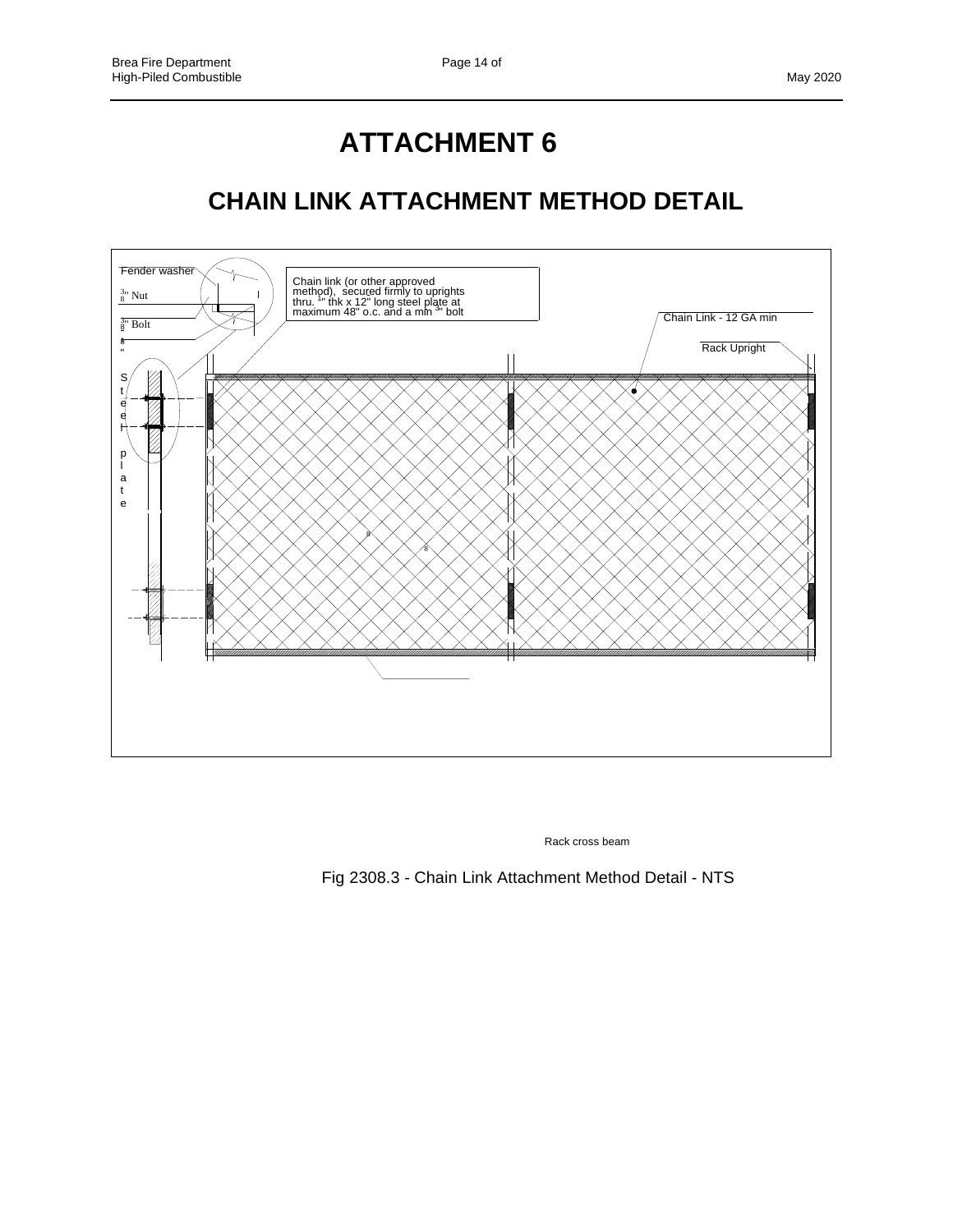# ATTACHMENT 6

## CHAIN LINK ATTACHMENT METHOD DETAIL

Fender washer

3/8" Nut

3/8" Bolt

Steel plate

Chain link (or other approved method), secured firmly to uprights thru. 1/4" thk x 12" long steel plate at maximum 48" o.c. and a min 3/8" bolt

Chain Link - 12 GA min

Rack Upright

Rack cross beam

Fig 2308.3 - Chain Link Attachment Method Detail - NTS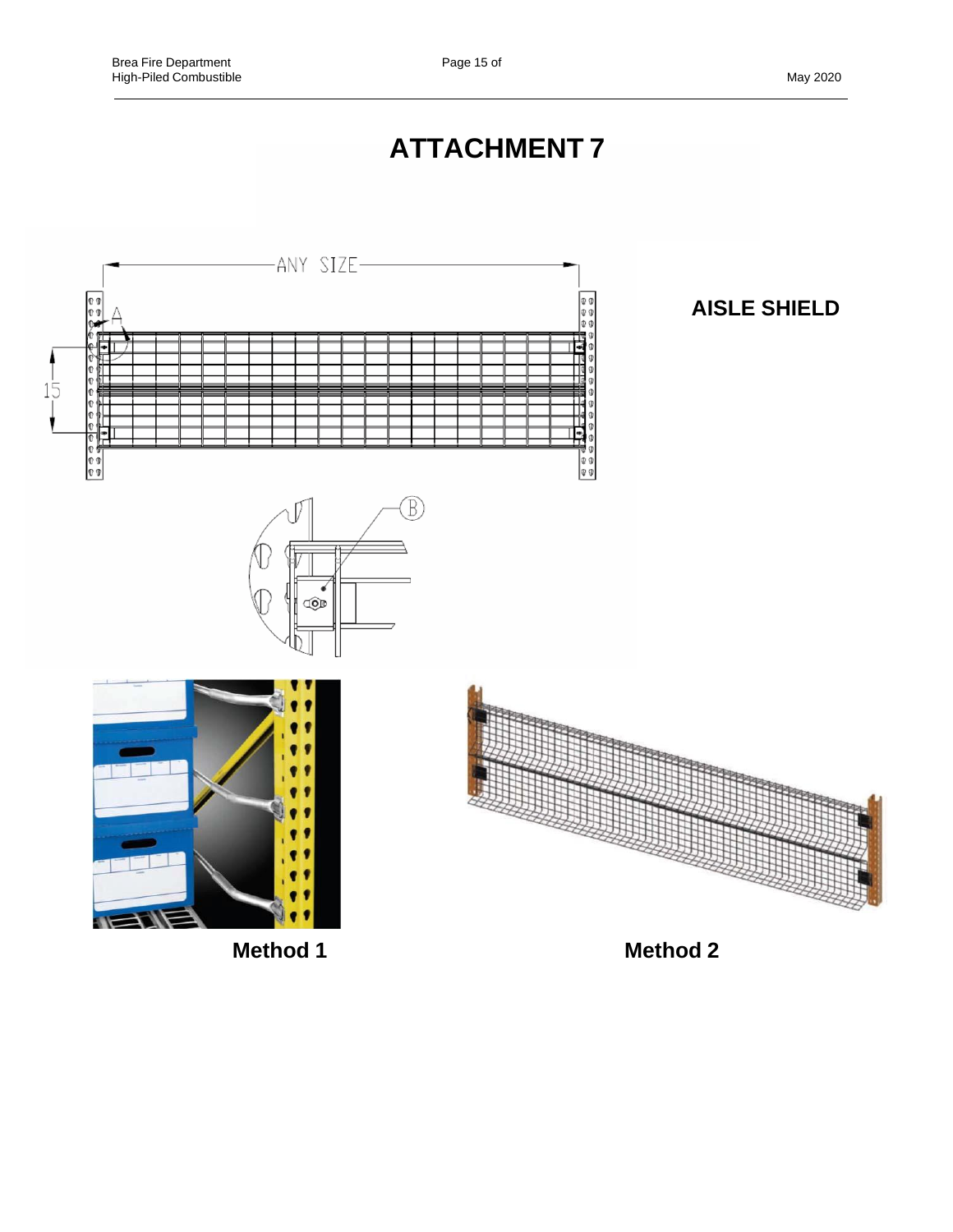# ATTACHMENT 7

**AISLE SHIELD**

ANY SIZE

15

A

B

**Method 1**

**Method 2**